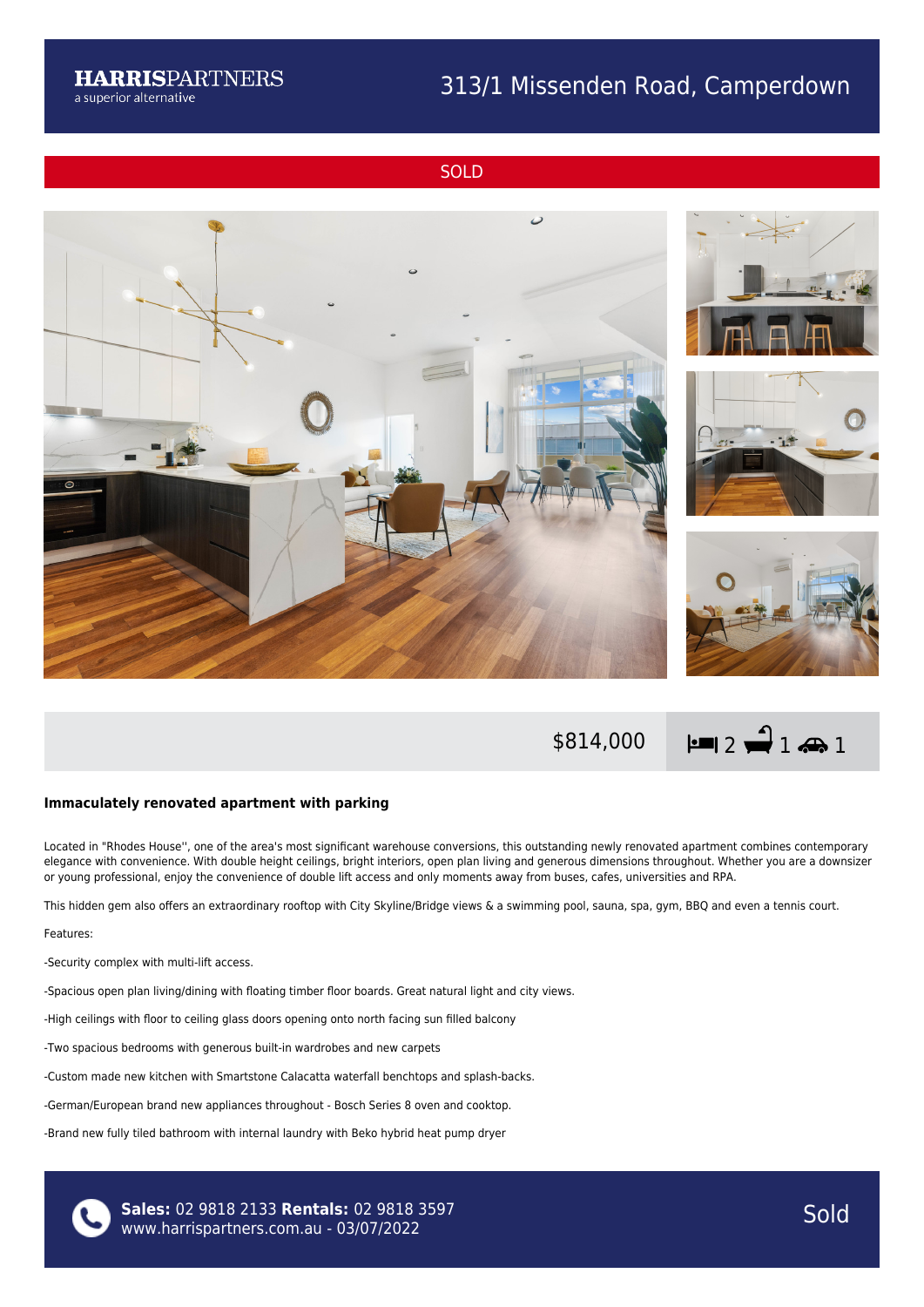**HARRISPARTNERS**
a superior alternative

# 313/1 Missenden Road, Camperdown

SOLD

$814,000 | 2 bed | 1 bath | 1 car

## Immaculately renovated apartment with parking

Located in "Rhodes House'', one of the area's most significant warehouse conversions, this outstanding newly renovated apartment combines contemporary elegance with convenience. With double height ceilings, bright interiors, open plan living and generous dimensions throughout. Whether you are a downsizer or young professional, enjoy the convenience of double lift access and only moments away from buses, cafes, universities and RPA.

This hidden gem also offers an extraordinary rooftop with City Skyline/Bridge views & a swimming pool, sauna, spa, gym, BBQ and even a tennis court.

Features:

-Security complex with multi-lift access.

-Spacious open plan living/dining with floating timber floor boards. Great natural light and city views.

-High ceilings with floor to ceiling glass doors opening onto north facing sun filled balcony

-Two spacious bedrooms with generous built-in wardrobes and new carpets

-Custom made new kitchen with Smartstone Calacatta waterfall benchtops and splash-backs.

-German/European brand new appliances throughout - Bosch Series 8 oven and cooktop.

-Brand new fully tiled bathroom with internal laundry with Beko hybrid heat pump dryer

**Sales:** 02 9818 2133 **Rentals:** 02 9818 3597
www.harrispartners.com.au - 03/07/2022

Sold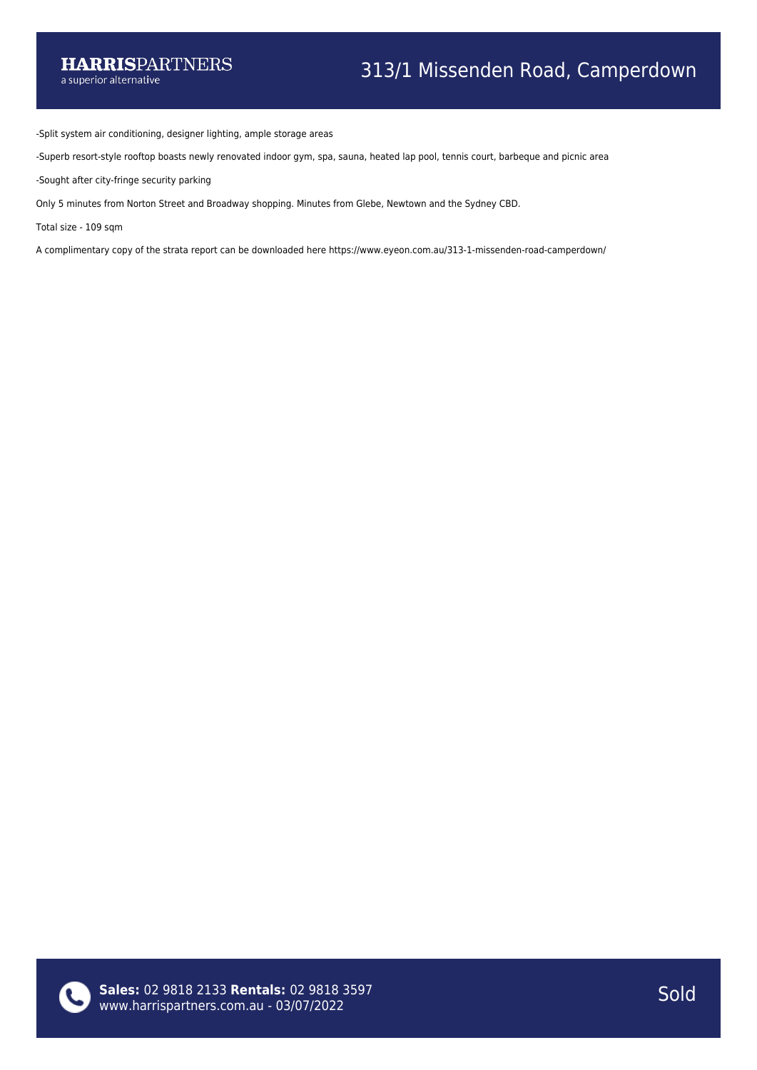-Split system air conditioning, designer lighting, ample storage areas

-Superb resort-style rooftop boasts newly renovated indoor gym, spa, sauna, heated lap pool, tennis court, barbeque and picnic area

-Sought after city-fringe security parking

Only 5 minutes from Norton Street and Broadway shopping. Minutes from Glebe, Newtown and the Sydney CBD.

Total size - 109 sqm

A complimentary copy of the strata report can be downloaded here https://www.eyeon.com.au/313-1-missenden-road-camperdown/